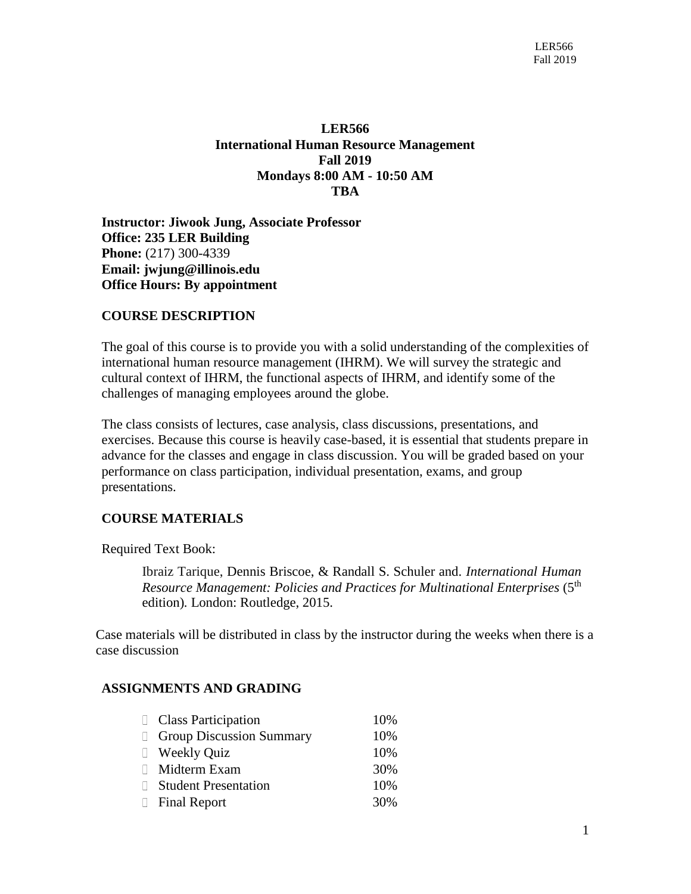# LER566
# International Human Resource Management
# Fall 2019
# Mondays 8:00 AM - 10:50 AM
# TBA

**Instructor: Jiwook Jung, Associate Professor**
**Office: 235 LER Building**
**Phone:** (217) 300-4339
**Email: jwjung@illinois.edu**
**Office Hours: By appointment**

## COURSE DESCRIPTION

The goal of this course is to provide you with a solid understanding of the complexities of international human resource management (IHRM). We will survey the strategic and cultural context of IHRM, the functional aspects of IHRM, and identify some of the challenges of managing employees around the globe.

The class consists of lectures, case analysis, class discussions, presentations, and exercises. Because this course is heavily case-based, it is essential that students prepare in advance for the classes and engage in class discussion. You will be graded based on your performance on class participation, individual presentation, exams, and group presentations.

## COURSE MATERIALS

Required Text Book:

> Ibraiz Tarique, Dennis Briscoe, & Randall S. Schuler and. *International Human Resource Management: Policies and Practices for Multinational Enterprises* (5th edition). London: Routledge, 2015.

Case materials will be distributed in class by the instructor during the weeks when there is a case discussion

## ASSIGNMENTS AND GRADING

| | |
|---|---|
| Class Participation | 10% |
| Group Discussion Summary | 10% |
| Weekly Quiz | 10% |
| Midterm Exam | 30% |
| Student Presentation | 10% |
| Final Report | 30% |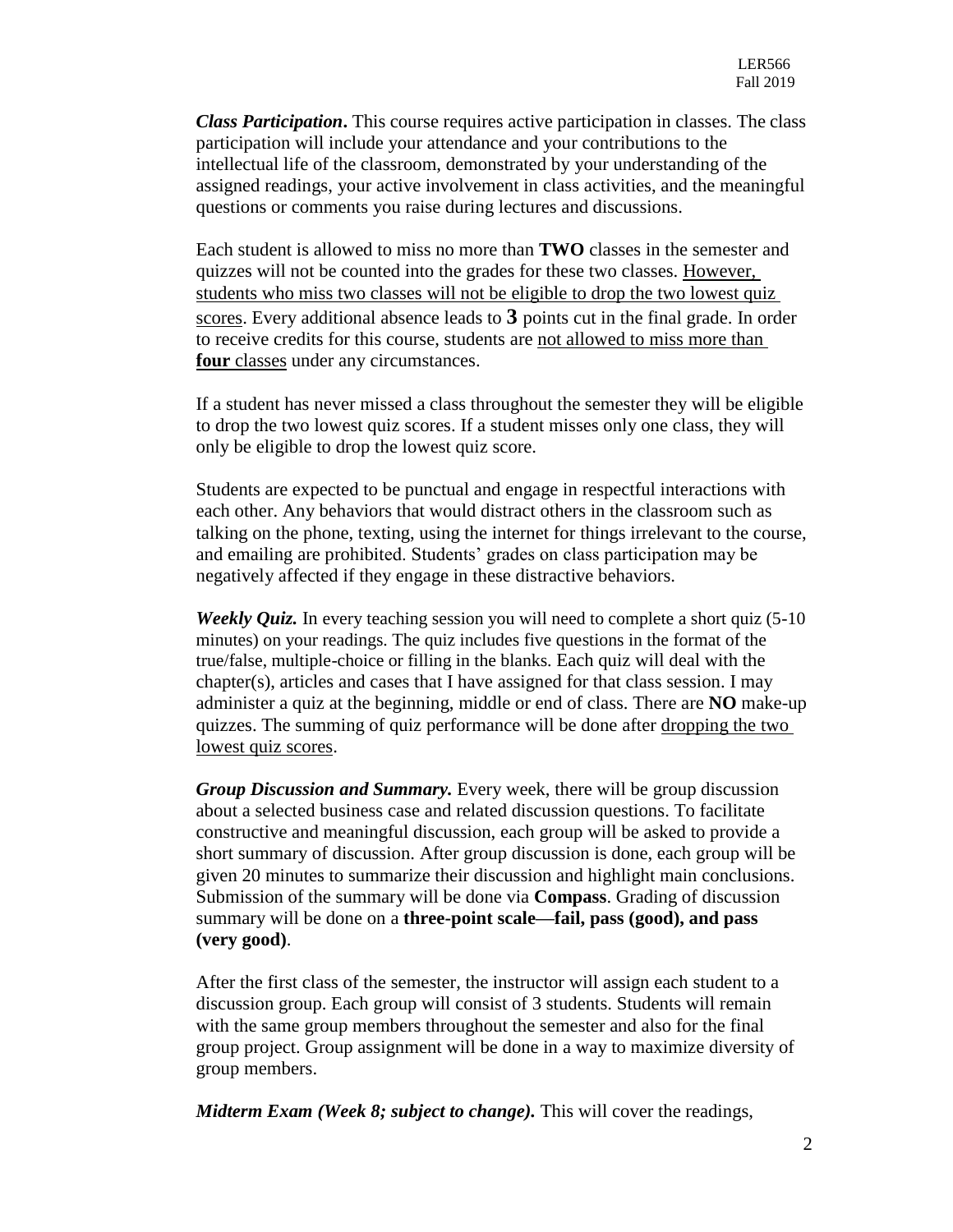***Class Participation*.** This course requires active participation in classes. The class participation will include your attendance and your contributions to the intellectual life of the classroom, demonstrated by your understanding of the assigned readings, your active involvement in class activities, and the meaningful questions or comments you raise during lectures and discussions.

Each student is allowed to miss no more than **TWO** classes in the semester and quizzes will not be counted into the grades for these two classes. However, students who miss two classes will not be eligible to drop the two lowest quiz scores. Every additional absence leads to **3** points cut in the final grade. In order to receive credits for this course, students are not allowed to miss more than **four** classes under any circumstances.

If a student has never missed a class throughout the semester they will be eligible to drop the two lowest quiz scores. If a student misses only one class, they will only be eligible to drop the lowest quiz score.

Students are expected to be punctual and engage in respectful interactions with each other. Any behaviors that would distract others in the classroom such as talking on the phone, texting, using the internet for things irrelevant to the course, and emailing are prohibited. Students' grades on class participation may be negatively affected if they engage in these distractive behaviors.

***Weekly Quiz.*** In every teaching session you will need to complete a short quiz (5-10 minutes) on your readings. The quiz includes five questions in the format of the true/false, multiple-choice or filling in the blanks. Each quiz will deal with the chapter(s), articles and cases that I have assigned for that class session. I may administer a quiz at the beginning, middle or end of class. There are **NO** make-up quizzes. The summing of quiz performance will be done after dropping the two lowest quiz scores.

***Group Discussion and Summary.*** Every week, there will be group discussion about a selected business case and related discussion questions. To facilitate constructive and meaningful discussion, each group will be asked to provide a short summary of discussion. After group discussion is done, each group will be given 20 minutes to summarize their discussion and highlight main conclusions. Submission of the summary will be done via **Compass**. Grading of discussion summary will be done on a **three-point scale—fail, pass (good), and pass (very good)**.

After the first class of the semester, the instructor will assign each student to a discussion group. Each group will consist of 3 students. Students will remain with the same group members throughout the semester and also for the final group project. Group assignment will be done in a way to maximize diversity of group members.

***Midterm Exam (Week 8; subject to change).*** This will cover the readings,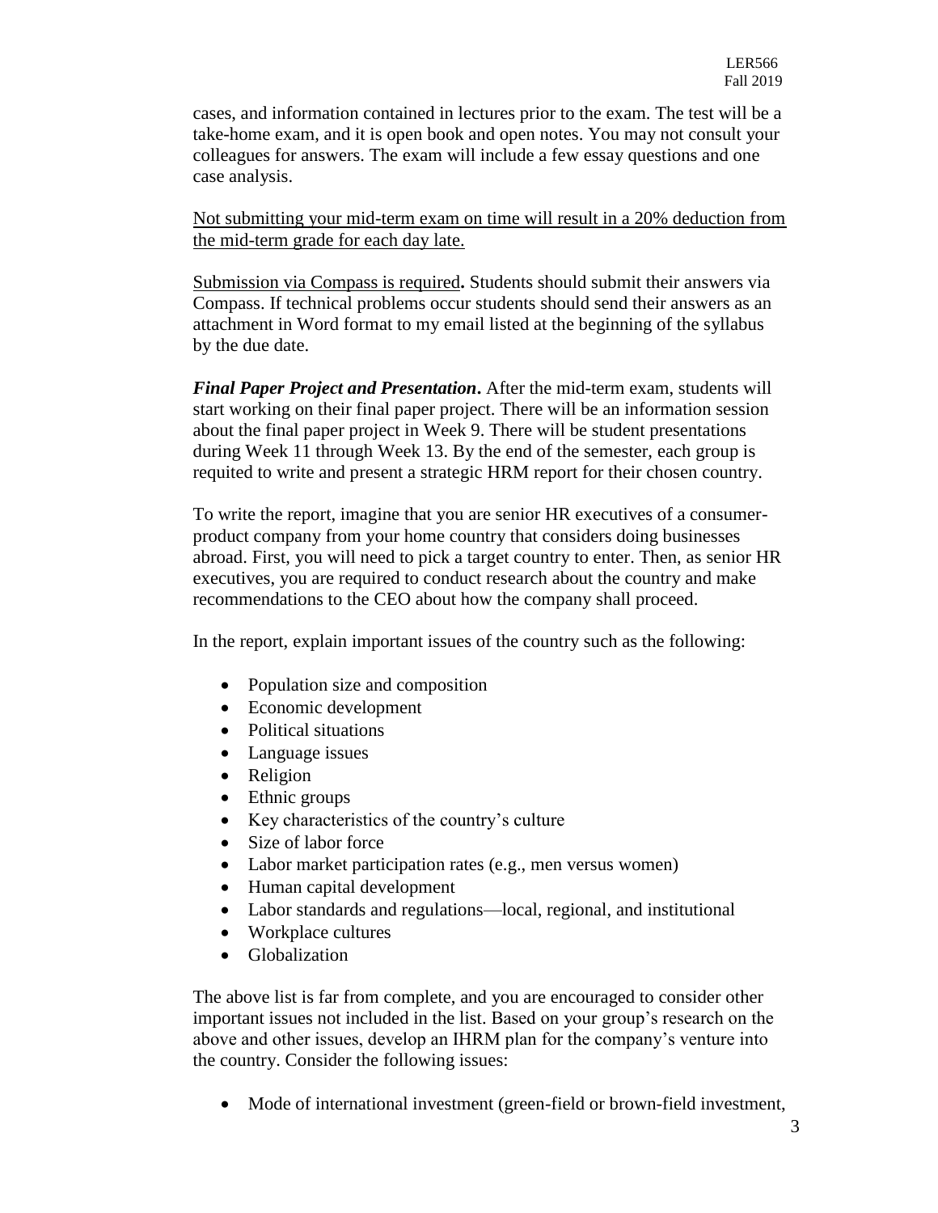cases, and information contained in lectures prior to the exam. The test will be a take-home exam, and it is open book and open notes. You may not consult your colleagues for answers. The exam will include a few essay questions and one case analysis.

<u>Not submitting your mid-term exam on time will result in a 20% deduction from the mid-term grade for each day late.</u>

<u>Submission via Compass is required</u>**.** Students should submit their answers via Compass. If technical problems occur students should send their answers as an attachment in Word format to my email listed at the beginning of the syllabus by the due date.

***Final Paper Project and Presentation*****.** After the mid-term exam, students will start working on their final paper project. There will be an information session about the final paper project in Week 9. There will be student presentations during Week 11 through Week 13. By the end of the semester, each group is requited to write and present a strategic HRM report for their chosen country.

To write the report, imagine that you are senior HR executives of a consumer-product company from your home country that considers doing businesses abroad. First, you will need to pick a target country to enter. Then, as senior HR executives, you are required to conduct research about the country and make recommendations to the CEO about how the company shall proceed.

In the report, explain important issues of the country such as the following:

- Population size and composition
- Economic development
- Political situations
- Language issues
- Religion
- Ethnic groups
- Key characteristics of the country's culture
- Size of labor force
- Labor market participation rates (e.g., men versus women)
- Human capital development
- Labor standards and regulations—local, regional, and institutional
- Workplace cultures
- Globalization

The above list is far from complete, and you are encouraged to consider other important issues not included in the list. Based on your group's research on the above and other issues, develop an IHRM plan for the company's venture into the country. Consider the following issues:

- Mode of international investment (green-field or brown-field investment,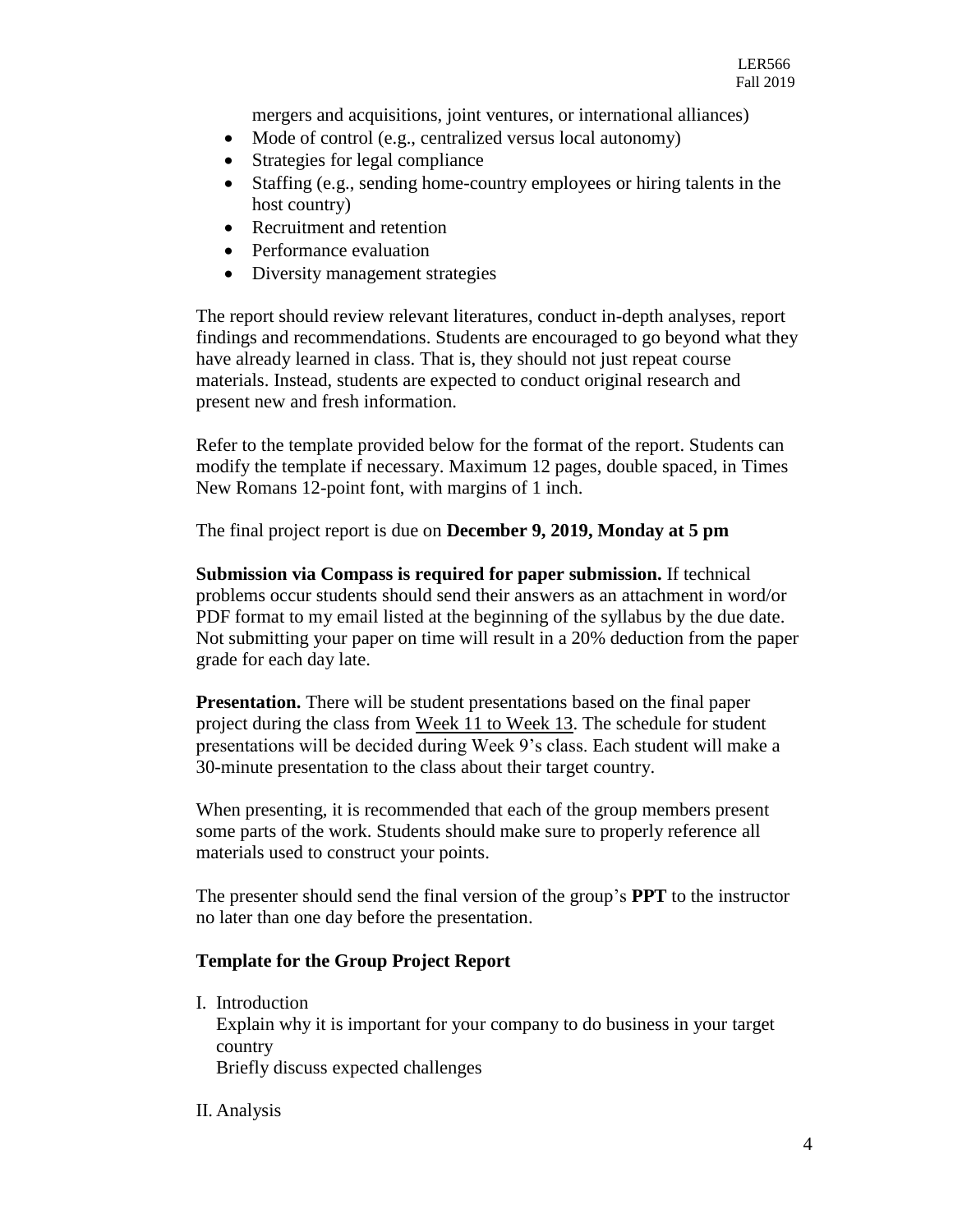mergers and acquisitions, joint ventures, or international alliances)

- Mode of control (e.g., centralized versus local autonomy)
- Strategies for legal compliance
- Staffing (e.g., sending home-country employees or hiring talents in the host country)
- Recruitment and retention
- Performance evaluation
- Diversity management strategies

The report should review relevant literatures, conduct in-depth analyses, report findings and recommendations. Students are encouraged to go beyond what they have already learned in class. That is, they should not just repeat course materials. Instead, students are expected to conduct original research and present new and fresh information.

Refer to the template provided below for the format of the report. Students can modify the template if necessary. Maximum 12 pages, double spaced, in Times New Romans 12-point font, with margins of 1 inch.

The final project report is due on **December 9, 2019, Monday at 5 pm**

**Submission via Compass is required for paper submission.** If technical problems occur students should send their answers as an attachment in word/or PDF format to my email listed at the beginning of the syllabus by the due date. Not submitting your paper on time will result in a 20% deduction from the paper grade for each day late.

**Presentation.** There will be student presentations based on the final paper project during the class from Week 11 to Week 13. The schedule for student presentations will be decided during Week 9's class. Each student will make a 30-minute presentation to the class about their target country.

When presenting, it is recommended that each of the group members present some parts of the work. Students should make sure to properly reference all materials used to construct your points.

The presenter should send the final version of the group's **PPT** to the instructor no later than one day before the presentation.

### Template for the Group Project Report

I. Introduction
   Explain why it is important for your company to do business in your target country
   Briefly discuss expected challenges

II. Analysis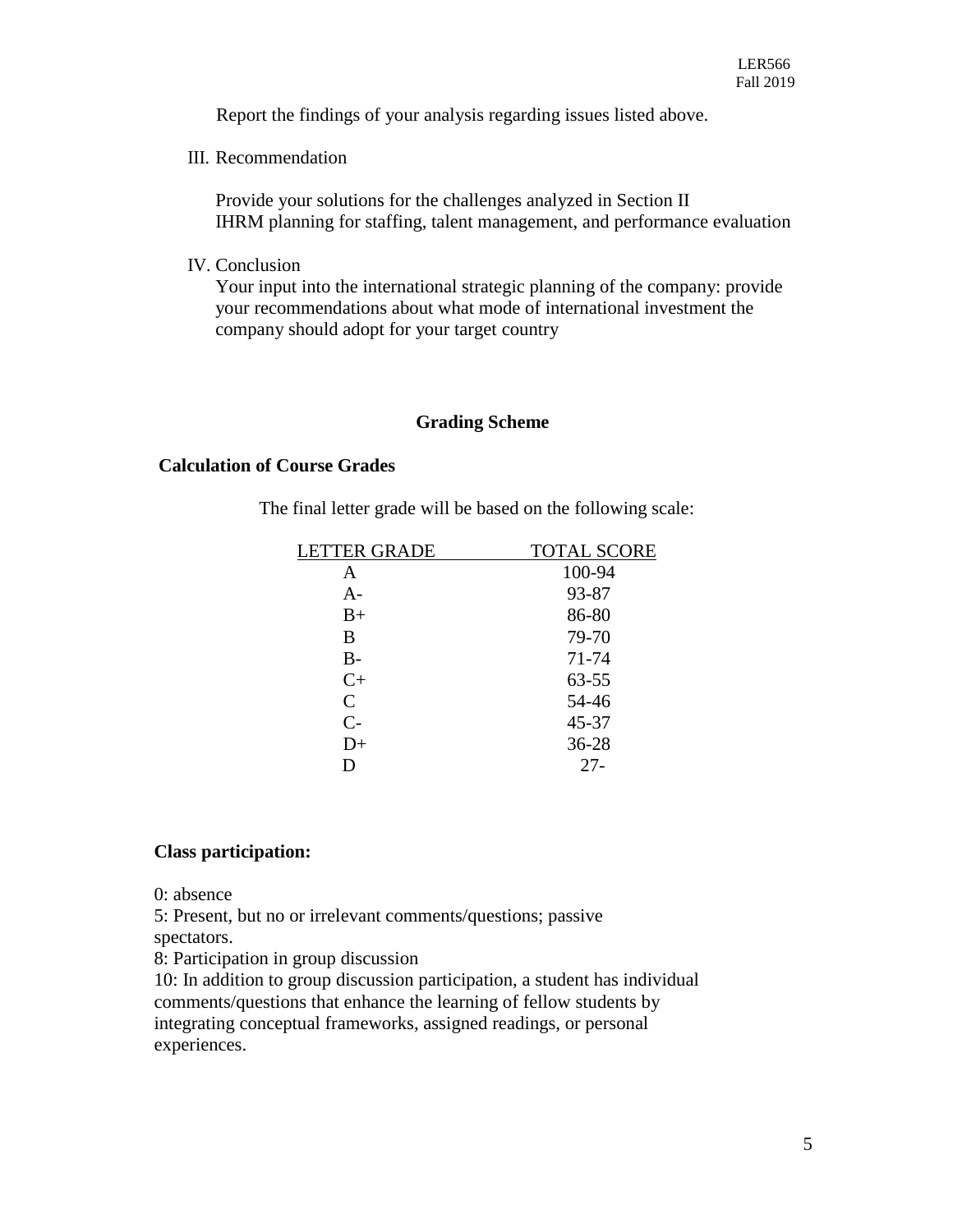Report the findings of your analysis regarding issues listed above.

III. Recommendation

Provide your solutions for the challenges analyzed in Section II
IHRM planning for staffing, talent management, and performance evaluation

IV. Conclusion

Your input into the international strategic planning of the company: provide your recommendations about what mode of international investment the company should adopt for your target country

## Grading Scheme

### Calculation of Course Grades

The final letter grade will be based on the following scale:

| LETTER GRADE | TOTAL SCORE |
|---|---|
| A | 100-94 |
| A- | 93-87 |
| B+ | 86-80 |
| B | 79-70 |
| B- | 71-74 |
| C+ | 63-55 |
| C | 54-46 |
| C- | 45-37 |
| D+ | 36-28 |
| D | 27- |

**Class participation:**

0: absence
5: Present, but no or irrelevant comments/questions; passive spectators.
8: Participation in group discussion
10: In addition to group discussion participation, a student has individual comments/questions that enhance the learning of fellow students by integrating conceptual frameworks, assigned readings, or personal experiences.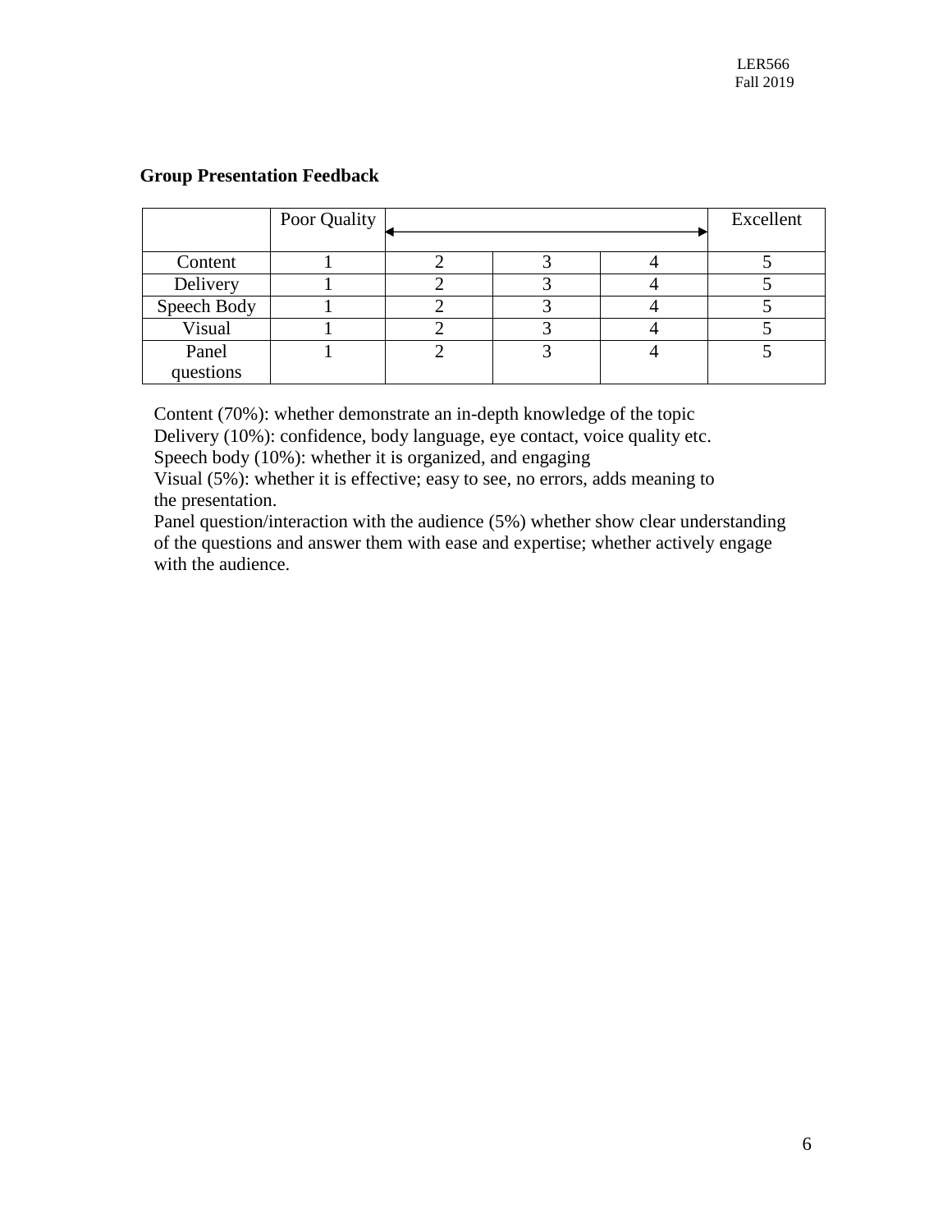**Group Presentation Feedback**

| | Poor Quality | ⟷ | | | Excellent |
|---|---|---|---|---|---|
| Content | 1 | 2 | 3 | 4 | 5 |
| Delivery | 1 | 2 | 3 | 4 | 5 |
| Speech Body | 1 | 2 | 3 | 4 | 5 |
| Visual | 1 | 2 | 3 | 4 | 5 |
| Panel questions | 1 | 2 | 3 | 4 | 5 |

Content (70%): whether demonstrate an in-depth knowledge of the topic
Delivery (10%): confidence, body language, eye contact, voice quality etc.
Speech body (10%): whether it is organized, and engaging
Visual (5%): whether it is effective; easy to see, no errors, adds meaning to the presentation.
Panel question/interaction with the audience (5%) whether show clear understanding of the questions and answer them with ease and expertise; whether actively engage with the audience.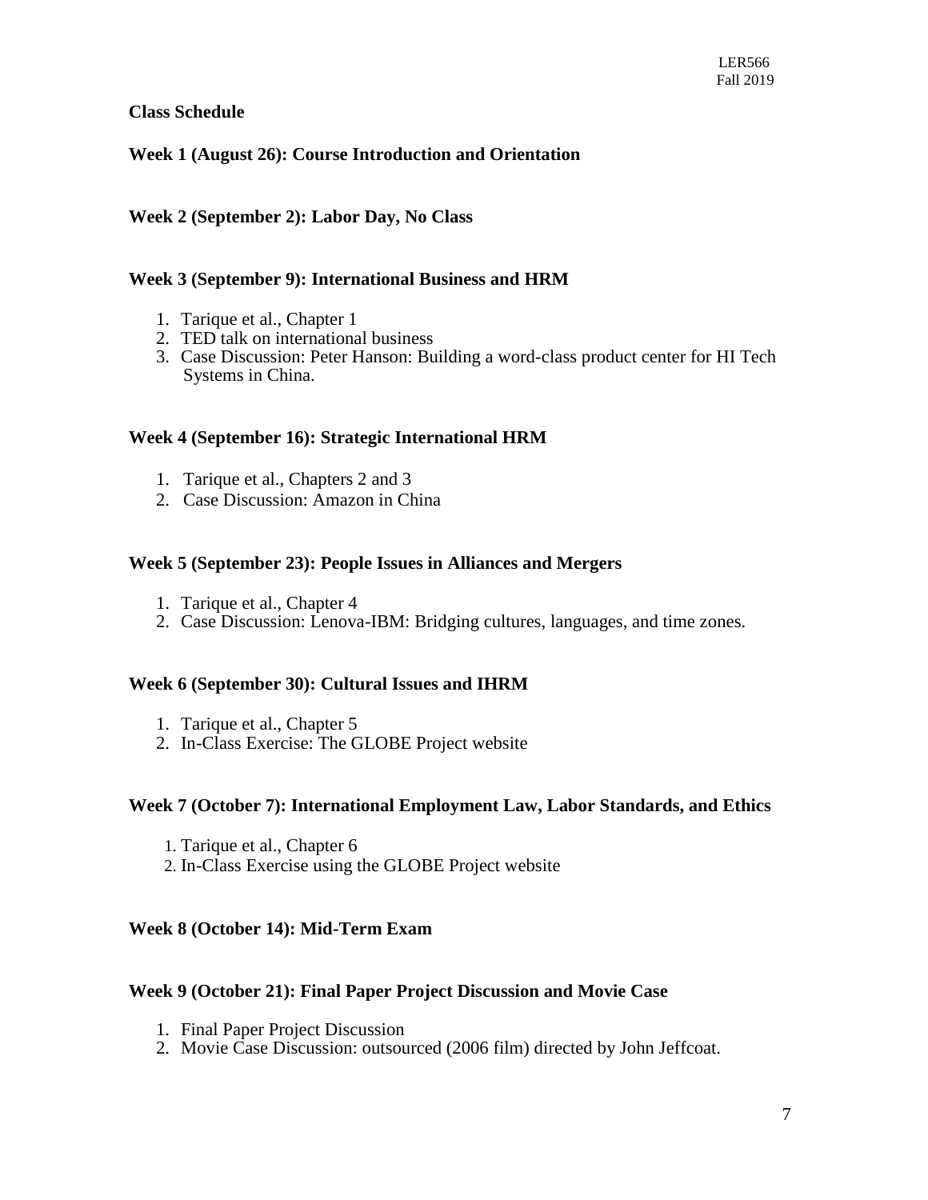**Class Schedule**

**Week 1 (August 26): Course Introduction and Orientation**

**Week 2 (September 2): Labor Day, No Class**

**Week 3 (September 9): International Business and HRM**

1. Tarique et al., Chapter 1
2. TED talk on international business
3. Case Discussion: Peter Hanson: Building a word-class product center for HI Tech Systems in China.

**Week 4 (September 16): Strategic International HRM**

1. Tarique et al., Chapters 2 and 3
2. Case Discussion: Amazon in China

**Week 5 (September 23): People Issues in Alliances and Mergers**

1. Tarique et al., Chapter 4
2. Case Discussion: Lenova-IBM: Bridging cultures, languages, and time zones.

**Week 6 (September 30): Cultural Issues and IHRM**

1. Tarique et al., Chapter 5
2. In-Class Exercise: The GLOBE Project website

**Week 7 (October 7): International Employment Law, Labor Standards, and Ethics**

1. Tarique et al., Chapter 6
2. In-Class Exercise using the GLOBE Project website

**Week 8 (October 14): Mid-Term Exam**

**Week 9 (October 21): Final Paper Project Discussion and Movie Case**

1. Final Paper Project Discussion
2. Movie Case Discussion: outsourced (2006 film) directed by John Jeffcoat.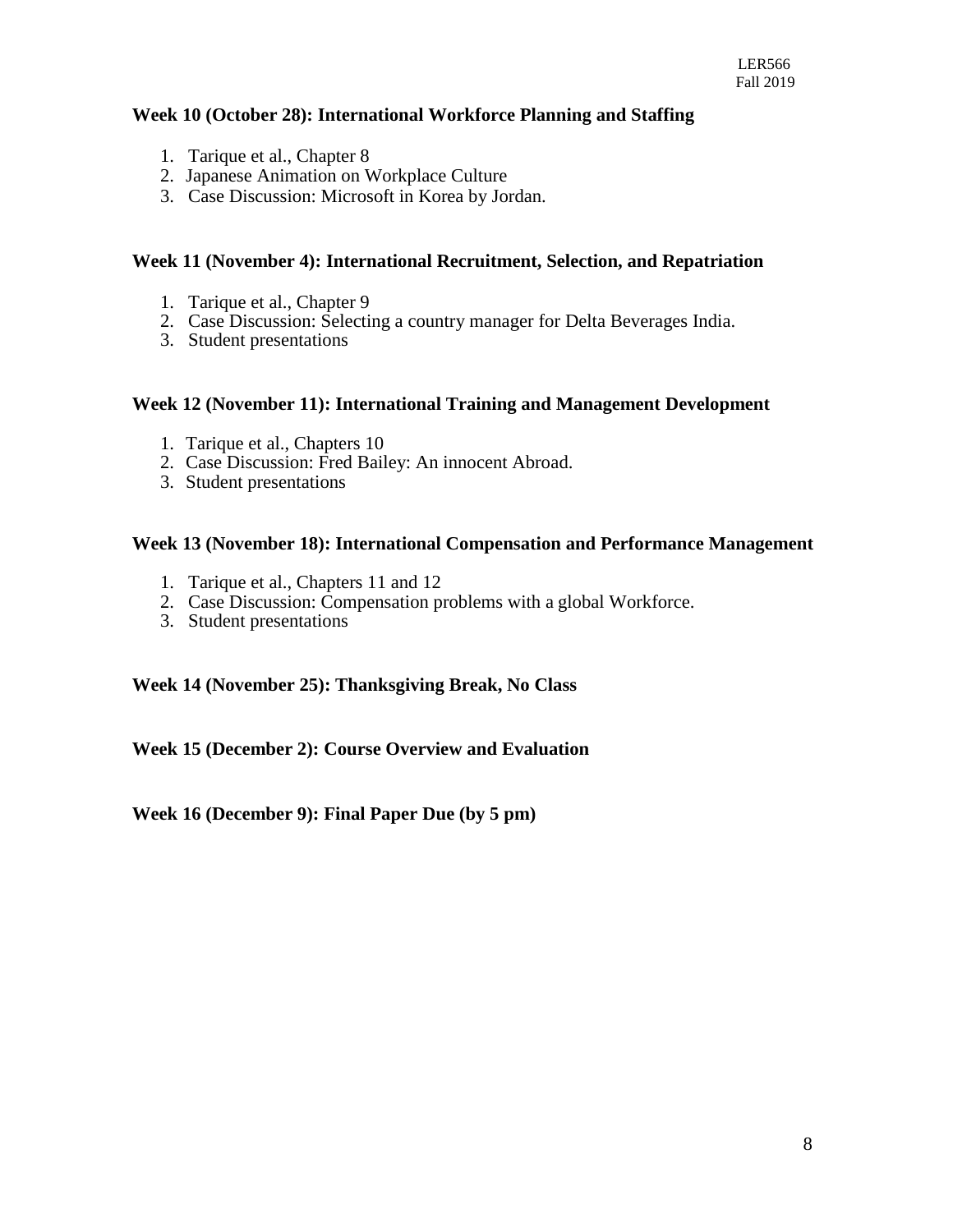**Week 10 (October 28): International Workforce Planning and Staffing**

1. Tarique et al., Chapter 8
2. Japanese Animation on Workplace Culture
3. Case Discussion: Microsoft in Korea by Jordan.

**Week 11 (November 4): International Recruitment, Selection, and Repatriation**

1. Tarique et al., Chapter 9
2. Case Discussion: Selecting a country manager for Delta Beverages India.
3. Student presentations

**Week 12 (November 11): International Training and Management Development**

1. Tarique et al., Chapters 10
2. Case Discussion: Fred Bailey: An innocent Abroad.
3. Student presentations

**Week 13 (November 18): International Compensation and Performance Management**

1. Tarique et al., Chapters 11 and 12
2. Case Discussion: Compensation problems with a global Workforce.
3. Student presentations

**Week 14 (November 25): Thanksgiving Break, No Class**

**Week 15 (December 2): Course Overview and Evaluation**

**Week 16 (December 9): Final Paper Due (by 5 pm)**